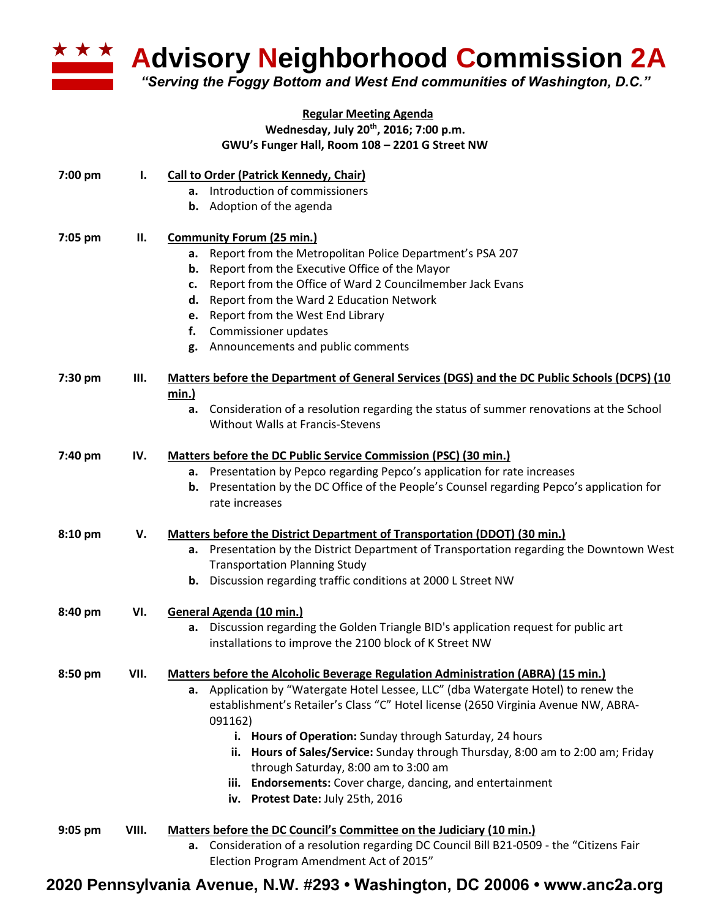# Advisory Neighborhood Commission 2A

*"Serving the Foggy Bottom and West End communities of Washington, D.C."*

**Regular Meeting Agenda**
**Wednesday, July 20th, 2016; 7:00 p.m.**
**GWU's Funger Hall, Room 108 – 2201 G Street NW**

**7:00 pm — I. Call to Order (Patrick Kennedy, Chair)**

- **a.** Introduction of commissioners
- **b.** Adoption of the agenda

**7:05 pm — II. Community Forum (25 min.)**

- **a.** Report from the Metropolitan Police Department's PSA 207
- **b.** Report from the Executive Office of the Mayor
- **c.** Report from the Office of Ward 2 Councilmember Jack Evans
- **d.** Report from the Ward 2 Education Network
- **e.** Report from the West End Library
- **f.** Commissioner updates
- **g.** Announcements and public comments

**7:30 pm — III. Matters before the Department of General Services (DGS) and the DC Public Schools (DCPS) (10 min.)**

- **a.** Consideration of a resolution regarding the status of summer renovations at the School Without Walls at Francis-Stevens

**7:40 pm — IV. Matters before the DC Public Service Commission (PSC) (30 min.)**

- **a.** Presentation by Pepco regarding Pepco's application for rate increases
- **b.** Presentation by the DC Office of the People's Counsel regarding Pepco's application for rate increases

**8:10 pm — V. Matters before the District Department of Transportation (DDOT) (30 min.)**

- **a.** Presentation by the District Department of Transportation regarding the Downtown West Transportation Planning Study
- **b.** Discussion regarding traffic conditions at 2000 L Street NW

**8:40 pm — VI. General Agenda (10 min.)**

- **a.** Discussion regarding the Golden Triangle BID's application request for public art installations to improve the 2100 block of K Street NW

**8:50 pm — VII. Matters before the Alcoholic Beverage Regulation Administration (ABRA) (15 min.)**

- **a.** Application by "Watergate Hotel Lessee, LLC" (dba Watergate Hotel) to renew the establishment's Retailer's Class "C" Hotel license (2650 Virginia Avenue NW, ABRA-091162)
  - **i. Hours of Operation:** Sunday through Saturday, 24 hours
  - **ii. Hours of Sales/Service:** Sunday through Thursday, 8:00 am to 2:00 am; Friday through Saturday, 8:00 am to 3:00 am
  - **iii. Endorsements:** Cover charge, dancing, and entertainment
  - **iv. Protest Date:** July 25th, 2016

**9:05 pm — VIII. Matters before the DC Council's Committee on the Judiciary (10 min.)**

- **a.** Consideration of a resolution regarding DC Council Bill B21-0509 - the "Citizens Fair Election Program Amendment Act of 2015"

**2020 Pennsylvania Avenue, N.W. #293 • Washington, DC 20006 • www.anc2a.org**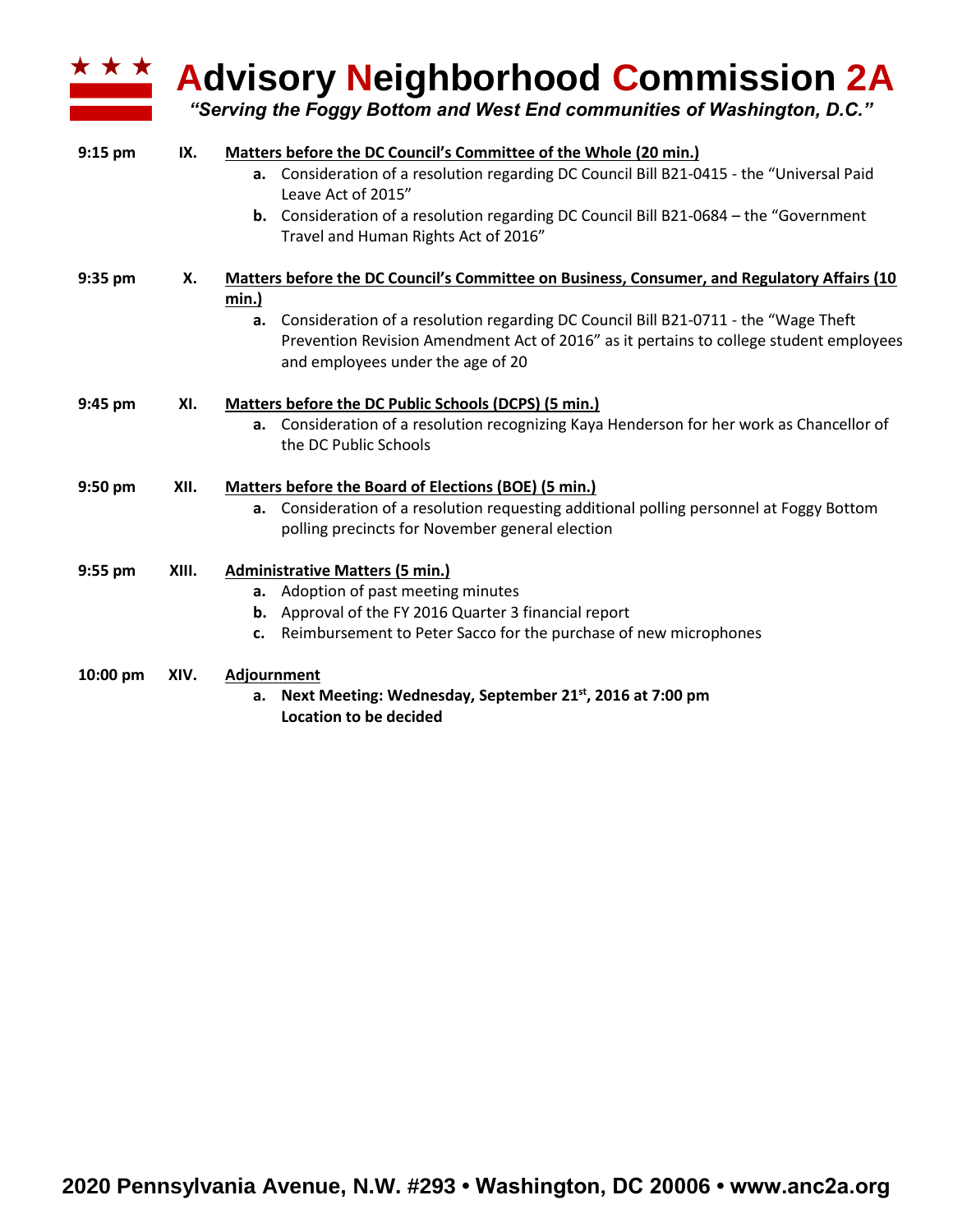# Advisory Neighborhood Commission 2A

*"Serving the Foggy Bottom and West End communities of Washington, D.C."*

**9:15 pm** **IX.** **Matters before the DC Council's Committee of the Whole (20 min.)**

- **a.** Consideration of a resolution regarding DC Council Bill B21-0415 - the "Universal Paid Leave Act of 2015"
- **b.** Consideration of a resolution regarding DC Council Bill B21-0684 – the "Government Travel and Human Rights Act of 2016"

**9:35 pm** **X.** **Matters before the DC Council's Committee on Business, Consumer, and Regulatory Affairs (10 min.)**

- **a.** Consideration of a resolution regarding DC Council Bill B21-0711 - the "Wage Theft Prevention Revision Amendment Act of 2016" as it pertains to college student employees and employees under the age of 20

**9:45 pm** **XI.** **Matters before the DC Public Schools (DCPS) (5 min.)**

- **a.** Consideration of a resolution recognizing Kaya Henderson for her work as Chancellor of the DC Public Schools

**9:50 pm** **XII.** **Matters before the Board of Elections (BOE) (5 min.)**

- **a.** Consideration of a resolution requesting additional polling personnel at Foggy Bottom polling precincts for November general election

**9:55 pm** **XIII.** **Administrative Matters (5 min.)**

- **a.** Adoption of past meeting minutes
- **b.** Approval of the FY 2016 Quarter 3 financial report
- **c.** Reimbursement to Peter Sacco for the purchase of new microphones

**10:00 pm** **XIV.** **Adjournment**

- **a.** **Next Meeting: Wednesday, September 21st, 2016 at 7:00 pm**
  **Location to be decided**

**2020 Pennsylvania Avenue, N.W. #293 • Washington, DC 20006 • www.anc2a.org**